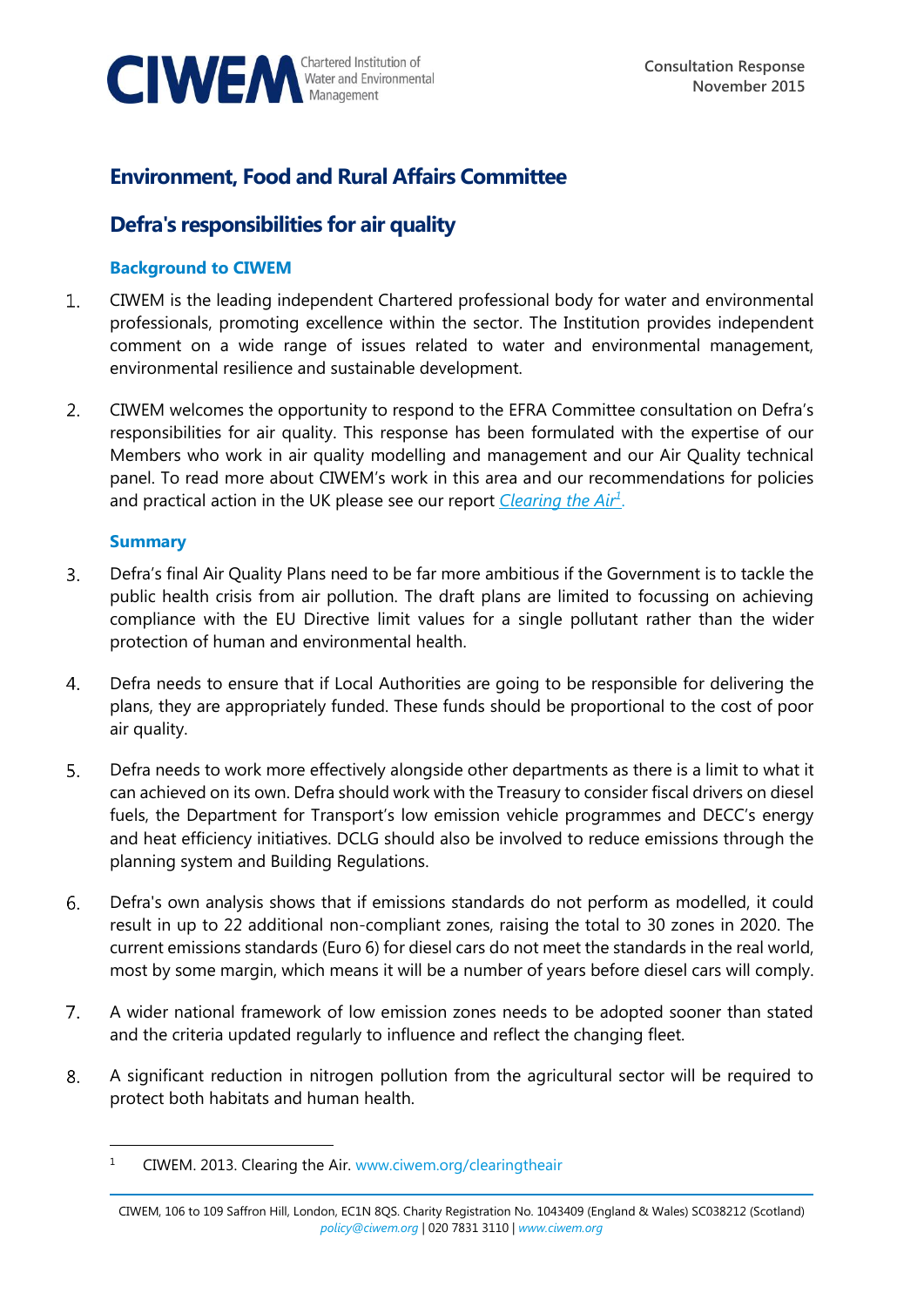# Environment, Food and Rural Affairs Committee

## Defra's responsibilities for air quality

### Background to CIWEM

1. CIWEM is the leading independent Chartered professional body for water and environmental professionals, promoting excellence within the sector. The Institution provides independent comment on a wide range of issues related to water and environmental management, environmental resilience and sustainable development.

2. CIWEM welcomes the opportunity to respond to the EFRA Committee consultation on Defra's responsibilities for air quality. This response has been formulated with the expertise of our Members who work in air quality modelling and management and our Air Quality technical panel. To read more about CIWEM's work in this area and our recommendations for policies and practical action in the UK please see our report *Clearing the Air*[1].

### Summary

3. Defra's final Air Quality Plans need to be far more ambitious if the Government is to tackle the public health crisis from air pollution. The draft plans are limited to focussing on achieving compliance with the EU Directive limit values for a single pollutant rather than the wider protection of human and environmental health.

4. Defra needs to ensure that if Local Authorities are going to be responsible for delivering the plans, they are appropriately funded. These funds should be proportional to the cost of poor air quality.

5. Defra needs to work more effectively alongside other departments as there is a limit to what it can achieved on its own. Defra should work with the Treasury to consider fiscal drivers on diesel fuels, the Department for Transport's low emission vehicle programmes and DECC's energy and heat efficiency initiatives. DCLG should also be involved to reduce emissions through the planning system and Building Regulations.

6. Defra's own analysis shows that if emissions standards do not perform as modelled, it could result in up to 22 additional non-compliant zones, raising the total to 30 zones in 2020. The current emissions standards (Euro 6) for diesel cars do not meet the standards in the real world, most by some margin, which means it will be a number of years before diesel cars will comply.

7. A wider national framework of low emission zones needs to be adopted sooner than stated and the criteria updated regularly to influence and reflect the changing fleet.

8. A significant reduction in nitrogen pollution from the agricultural sector will be required to protect both habitats and human health.

---

[1] CIWEM. 2013. Clearing the Air. www.ciwem.org/clearingtheair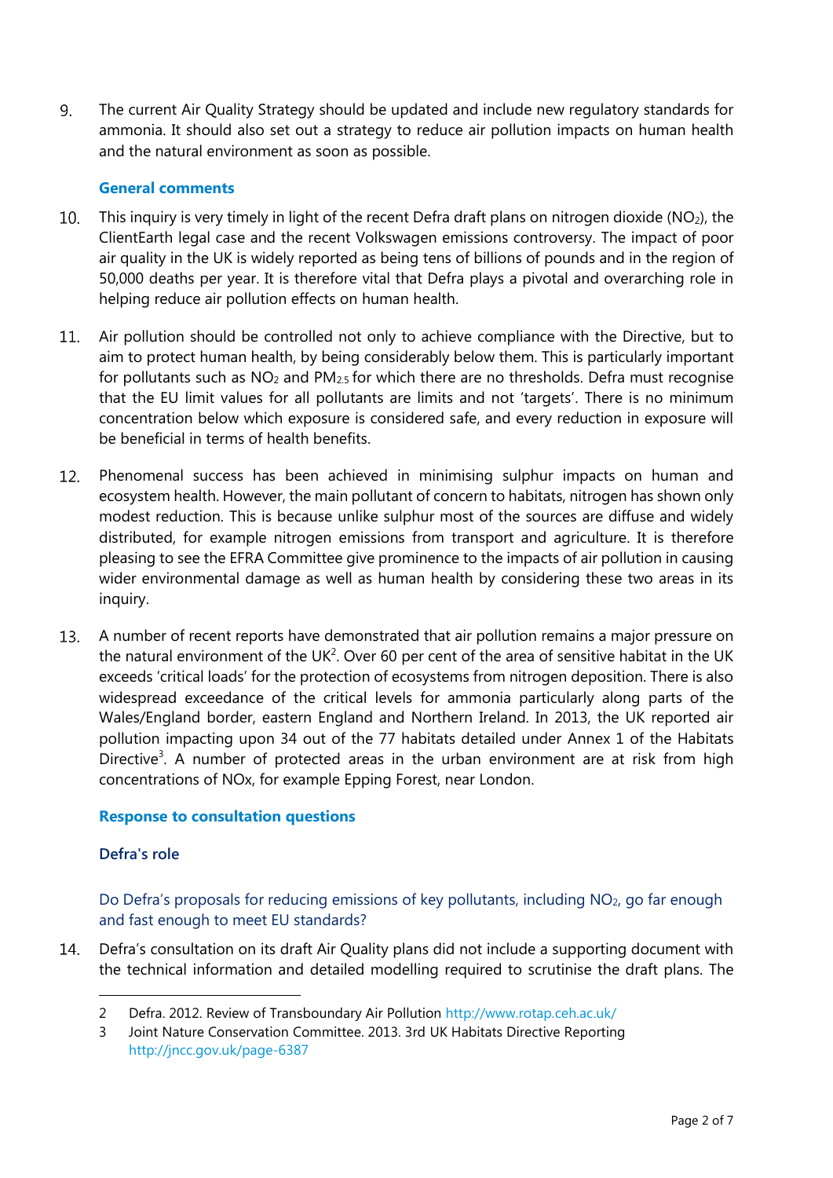9. The current Air Quality Strategy should be updated and include new regulatory standards for ammonia. It should also set out a strategy to reduce air pollution impacts on human health and the natural environment as soon as possible.

### General comments

10. This inquiry is very timely in light of the recent Defra draft plans on nitrogen dioxide ($NO_2$), the ClientEarth legal case and the recent Volkswagen emissions controversy. The impact of poor air quality in the UK is widely reported as being tens of billions of pounds and in the region of 50,000 deaths per year. It is therefore vital that Defra plays a pivotal and overarching role in helping reduce air pollution effects on human health.

11. Air pollution should be controlled not only to achieve compliance with the Directive, but to aim to protect human health, by being considerably below them. This is particularly important for pollutants such as $NO_2$ and $PM_{2.5}$ for which there are no thresholds. Defra must recognise that the EU limit values for all pollutants are limits and not 'targets'. There is no minimum concentration below which exposure is considered safe, and every reduction in exposure will be beneficial in terms of health benefits.

12. Phenomenal success has been achieved in minimising sulphur impacts on human and ecosystem health. However, the main pollutant of concern to habitats, nitrogen has shown only modest reduction. This is because unlike sulphur most of the sources are diffuse and widely distributed, for example nitrogen emissions from transport and agriculture. It is therefore pleasing to see the EFRA Committee give prominence to the impacts of air pollution in causing wider environmental damage as well as human health by considering these two areas in its inquiry.

13. A number of recent reports have demonstrated that air pollution remains a major pressure on the natural environment of the UK[2]. Over 60 per cent of the area of sensitive habitat in the UK exceeds 'critical loads' for the protection of ecosystems from nitrogen deposition. There is also widespread exceedance of the critical levels for ammonia particularly along parts of the Wales/England border, eastern England and Northern Ireland. In 2013, the UK reported air pollution impacting upon 34 out of the 77 habitats detailed under Annex 1 of the Habitats Directive[3]. A number of protected areas in the urban environment are at risk from high concentrations of NOx, for example Epping Forest, near London.

### Response to consultation questions

#### Defra's role

Do Defra's proposals for reducing emissions of key pollutants, including $NO_2$, go far enough and fast enough to meet EU standards?

14. Defra's consultation on its draft Air Quality plans did not include a supporting document with the technical information and detailed modelling required to scrutinise the draft plans. The

---

2 Defra. 2012. Review of Transboundary Air Pollution http://www.rotap.ceh.ac.uk/

3 Joint Nature Conservation Committee. 2013. 3rd UK Habitats Directive Reporting http://jncc.gov.uk/page-6387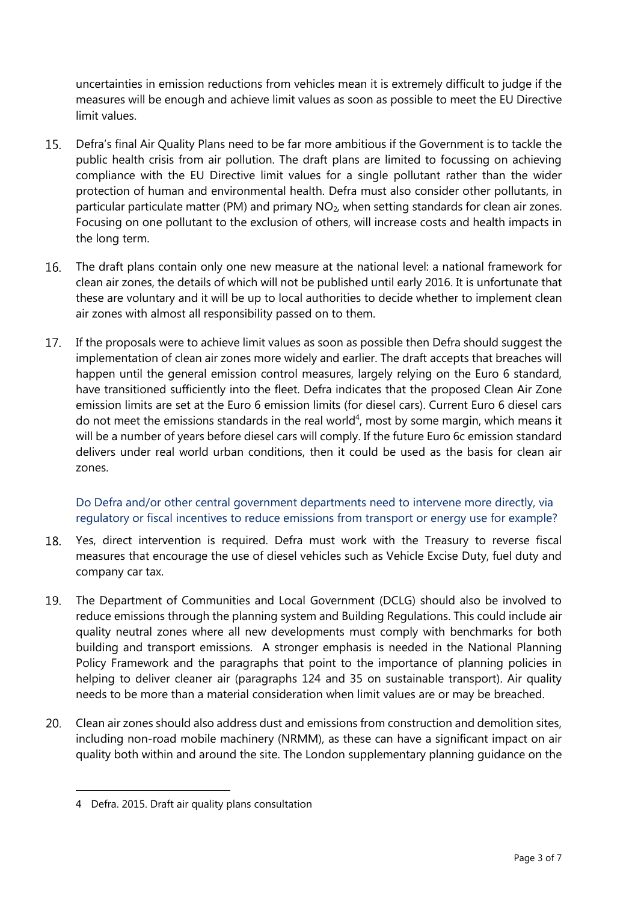uncertainties in emission reductions from vehicles mean it is extremely difficult to judge if the measures will be enough and achieve limit values as soon as possible to meet the EU Directive limit values.

15. Defra's final Air Quality Plans need to be far more ambitious if the Government is to tackle the public health crisis from air pollution. The draft plans are limited to focussing on achieving compliance with the EU Directive limit values for a single pollutant rather than the wider protection of human and environmental health. Defra must also consider other pollutants, in particular particulate matter (PM) and primary $NO_2$, when setting standards for clean air zones. Focusing on one pollutant to the exclusion of others, will increase costs and health impacts in the long term.

16. The draft plans contain only one new measure at the national level: a national framework for clean air zones, the details of which will not be published until early 2016. It is unfortunate that these are voluntary and it will be up to local authorities to decide whether to implement clean air zones with almost all responsibility passed on to them.

17. If the proposals were to achieve limit values as soon as possible then Defra should suggest the implementation of clean air zones more widely and earlier. The draft accepts that breaches will happen until the general emission control measures, largely relying on the Euro 6 standard, have transitioned sufficiently into the fleet. Defra indicates that the proposed Clean Air Zone emission limits are set at the Euro 6 emission limits (for diesel cars). Current Euro 6 diesel cars do not meet the emissions standards in the real world[4], most by some margin, which means it will be a number of years before diesel cars will comply. If the future Euro 6c emission standard delivers under real world urban conditions, then it could be used as the basis for clean air zones.

Do Defra and/or other central government departments need to intervene more directly, via regulatory or fiscal incentives to reduce emissions from transport or energy use for example?

18. Yes, direct intervention is required. Defra must work with the Treasury to reverse fiscal measures that encourage the use of diesel vehicles such as Vehicle Excise Duty, fuel duty and company car tax.

19. The Department of Communities and Local Government (DCLG) should also be involved to reduce emissions through the planning system and Building Regulations. This could include air quality neutral zones where all new developments must comply with benchmarks for both building and transport emissions. A stronger emphasis is needed in the National Planning Policy Framework and the paragraphs that point to the importance of planning policies in helping to deliver cleaner air (paragraphs 124 and 35 on sustainable transport). Air quality needs to be more than a material consideration when limit values are or may be breached.

20. Clean air zones should also address dust and emissions from construction and demolition sites, including non-road mobile machinery (NRMM), as these can have a significant impact on air quality both within and around the site. The London supplementary planning guidance on the

4 Defra. 2015. Draft air quality plans consultation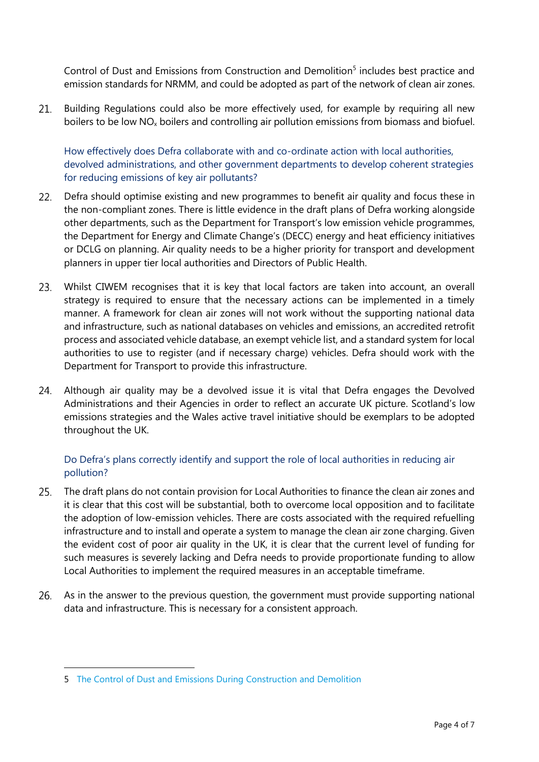Control of Dust and Emissions from Construction and Demolition[5] includes best practice and emission standards for NRMM, and could be adopted as part of the network of clean air zones.

21. Building Regulations could also be more effectively used, for example by requiring all new boilers to be low $NO_x$ boilers and controlling air pollution emissions from biomass and biofuel.

### How effectively does Defra collaborate with and co-ordinate action with local authorities, devolved administrations, and other government departments to develop coherent strategies for reducing emissions of key air pollutants?

22. Defra should optimise existing and new programmes to benefit air quality and focus these in the non-compliant zones. There is little evidence in the draft plans of Defra working alongside other departments, such as the Department for Transport's low emission vehicle programmes, the Department for Energy and Climate Change's (DECC) energy and heat efficiency initiatives or DCLG on planning. Air quality needs to be a higher priority for transport and development planners in upper tier local authorities and Directors of Public Health.

23. Whilst CIWEM recognises that it is key that local factors are taken into account, an overall strategy is required to ensure that the necessary actions can be implemented in a timely manner. A framework for clean air zones will not work without the supporting national data and infrastructure, such as national databases on vehicles and emissions, an accredited retrofit process and associated vehicle database, an exempt vehicle list, and a standard system for local authorities to use to register (and if necessary charge) vehicles. Defra should work with the Department for Transport to provide this infrastructure.

24. Although air quality may be a devolved issue it is vital that Defra engages the Devolved Administrations and their Agencies in order to reflect an accurate UK picture. Scotland's low emissions strategies and the Wales active travel initiative should be exemplars to be adopted throughout the UK.

### Do Defra's plans correctly identify and support the role of local authorities in reducing air pollution?

25. The draft plans do not contain provision for Local Authorities to finance the clean air zones and it is clear that this cost will be substantial, both to overcome local opposition and to facilitate the adoption of low-emission vehicles. There are costs associated with the required refuelling infrastructure and to install and operate a system to manage the clean air zone charging. Given the evident cost of poor air quality in the UK, it is clear that the current level of funding for such measures is severely lacking and Defra needs to provide proportionate funding to allow Local Authorities to implement the required measures in an acceptable timeframe.

26. As in the answer to the previous question, the government must provide supporting national data and infrastructure. This is necessary for a consistent approach.

---

5 The Control of Dust and Emissions During Construction and Demolition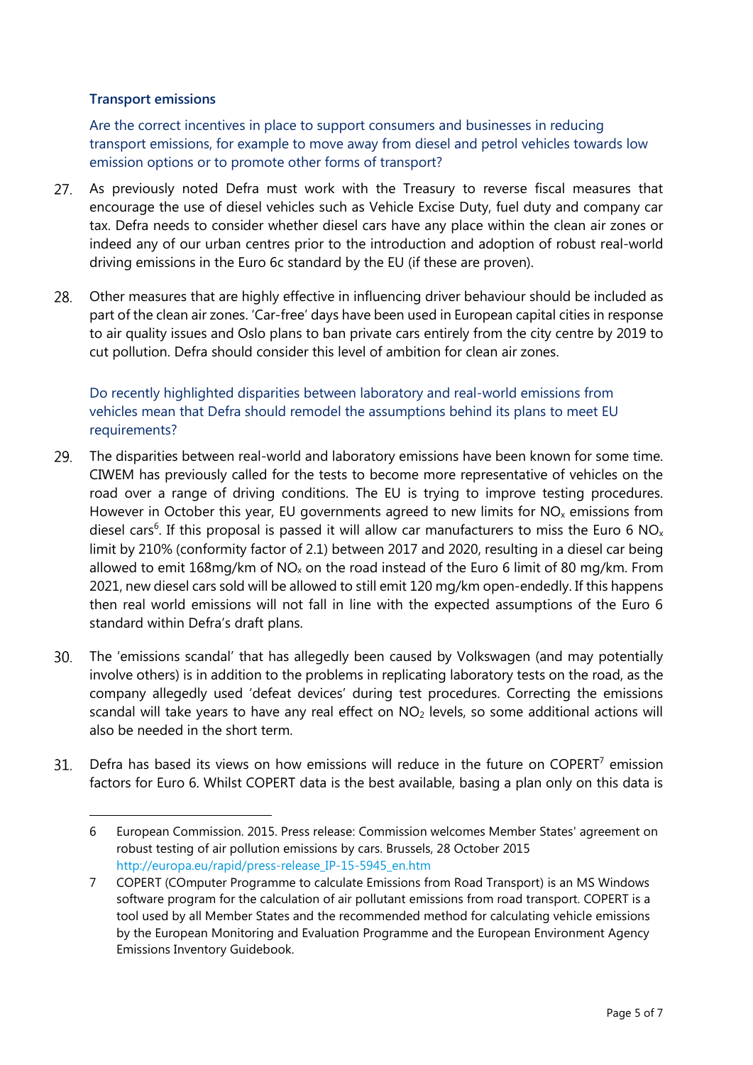### Transport emissions

Are the correct incentives in place to support consumers and businesses in reducing transport emissions, for example to move away from diesel and petrol vehicles towards low emission options or to promote other forms of transport?

27. As previously noted Defra must work with the Treasury to reverse fiscal measures that encourage the use of diesel vehicles such as Vehicle Excise Duty, fuel duty and company car tax. Defra needs to consider whether diesel cars have any place within the clean air zones or indeed any of our urban centres prior to the introduction and adoption of robust real-world driving emissions in the Euro 6c standard by the EU (if these are proven).

28. Other measures that are highly effective in influencing driver behaviour should be included as part of the clean air zones. 'Car-free' days have been used in European capital cities in response to air quality issues and Oslo plans to ban private cars entirely from the city centre by 2019 to cut pollution. Defra should consider this level of ambition for clean air zones.

Do recently highlighted disparities between laboratory and real-world emissions from vehicles mean that Defra should remodel the assumptions behind its plans to meet EU requirements?

29. The disparities between real-world and laboratory emissions have been known for some time. CIWEM has previously called for the tests to become more representative of vehicles on the road over a range of driving conditions. The EU is trying to improve testing procedures. However in October this year, EU governments agreed to new limits for $NO_x$ emissions from diesel cars[6]. If this proposal is passed it will allow car manufacturers to miss the Euro 6 $NO_x$ limit by 210% (conformity factor of 2.1) between 2017 and 2020, resulting in a diesel car being allowed to emit 168mg/km of $NO_x$ on the road instead of the Euro 6 limit of 80 mg/km. From 2021, new diesel cars sold will be allowed to still emit 120 mg/km open-endedly. If this happens then real world emissions will not fall in line with the expected assumptions of the Euro 6 standard within Defra's draft plans.

30. The 'emissions scandal' that has allegedly been caused by Volkswagen (and may potentially involve others) is in addition to the problems in replicating laboratory tests on the road, as the company allegedly used 'defeat devices' during test procedures. Correcting the emissions scandal will take years to have any real effect on $NO_2$ levels, so some additional actions will also be needed in the short term.

31. Defra has based its views on how emissions will reduce in the future on COPERT[7] emission factors for Euro 6. Whilst COPERT data is the best available, basing a plan only on this data is

---

6 European Commission. 2015. Press release: Commission welcomes Member States' agreement on robust testing of air pollution emissions by cars. Brussels, 28 October 2015 http://europa.eu/rapid/press-release_IP-15-5945_en.htm

7 COPERT (COmputer Programme to calculate Emissions from Road Transport) is an MS Windows software program for the calculation of air pollutant emissions from road transport. COPERT is a tool used by all Member States and the recommended method for calculating vehicle emissions by the European Monitoring and Evaluation Programme and the European Environment Agency Emissions Inventory Guidebook.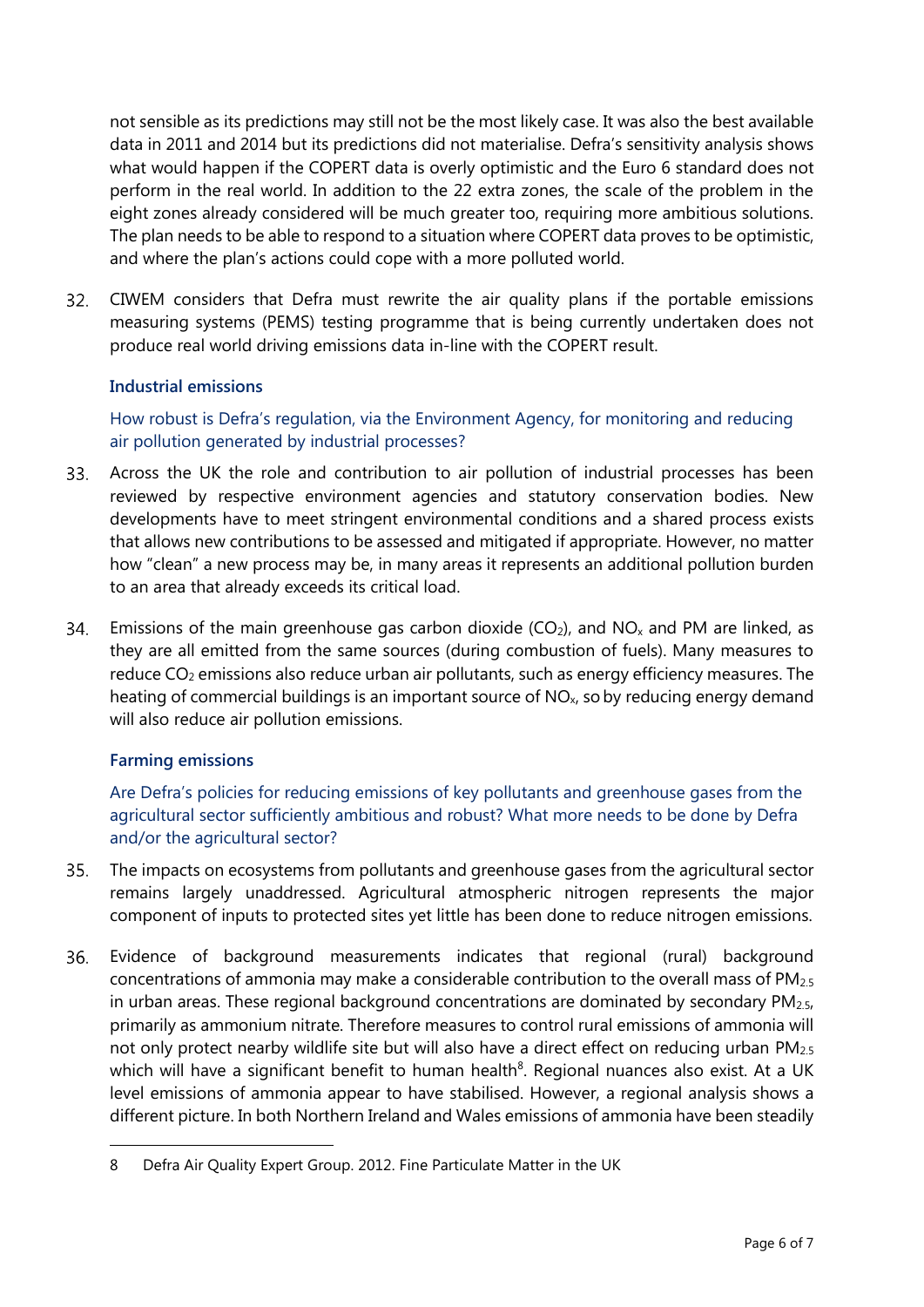not sensible as its predictions may still not be the most likely case. It was also the best available data in 2011 and 2014 but its predictions did not materialise. Defra's sensitivity analysis shows what would happen if the COPERT data is overly optimistic and the Euro 6 standard does not perform in the real world. In addition to the 22 extra zones, the scale of the problem in the eight zones already considered will be much greater too, requiring more ambitious solutions. The plan needs to be able to respond to a situation where COPERT data proves to be optimistic, and where the plan's actions could cope with a more polluted world.

32. CIWEM considers that Defra must rewrite the air quality plans if the portable emissions measuring systems (PEMS) testing programme that is being currently undertaken does not produce real world driving emissions data in-line with the COPERT result.

### Industrial emissions

How robust is Defra's regulation, via the Environment Agency, for monitoring and reducing air pollution generated by industrial processes?

33. Across the UK the role and contribution to air pollution of industrial processes has been reviewed by respective environment agencies and statutory conservation bodies. New developments have to meet stringent environmental conditions and a shared process exists that allows new contributions to be assessed and mitigated if appropriate. However, no matter how "clean" a new process may be, in many areas it represents an additional pollution burden to an area that already exceeds its critical load.

34. Emissions of the main greenhouse gas carbon dioxide ($CO_2$), and $NO_x$ and PM are linked, as they are all emitted from the same sources (during combustion of fuels). Many measures to reduce $CO_2$ emissions also reduce urban air pollutants, such as energy efficiency measures. The heating of commercial buildings is an important source of $NO_x$, so by reducing energy demand will also reduce air pollution emissions.

### Farming emissions

Are Defra's policies for reducing emissions of key pollutants and greenhouse gases from the agricultural sector sufficiently ambitious and robust? What more needs to be done by Defra and/or the agricultural sector?

35. The impacts on ecosystems from pollutants and greenhouse gases from the agricultural sector remains largely unaddressed. Agricultural atmospheric nitrogen represents the major component of inputs to protected sites yet little has been done to reduce nitrogen emissions.

36. Evidence of background measurements indicates that regional (rural) background concentrations of ammonia may make a considerable contribution to the overall mass of $PM_{2.5}$ in urban areas. These regional background concentrations are dominated by secondary $PM_{2.5}$, primarily as ammonium nitrate. Therefore measures to control rural emissions of ammonia will not only protect nearby wildlife site but will also have a direct effect on reducing urban $PM_{2.5}$ which will have a significant benefit to human health[8]. Regional nuances also exist. At a UK level emissions of ammonia appear to have stabilised. However, a regional analysis shows a different picture. In both Northern Ireland and Wales emissions of ammonia have been steadily

---

8 Defra Air Quality Expert Group. 2012. Fine Particulate Matter in the UK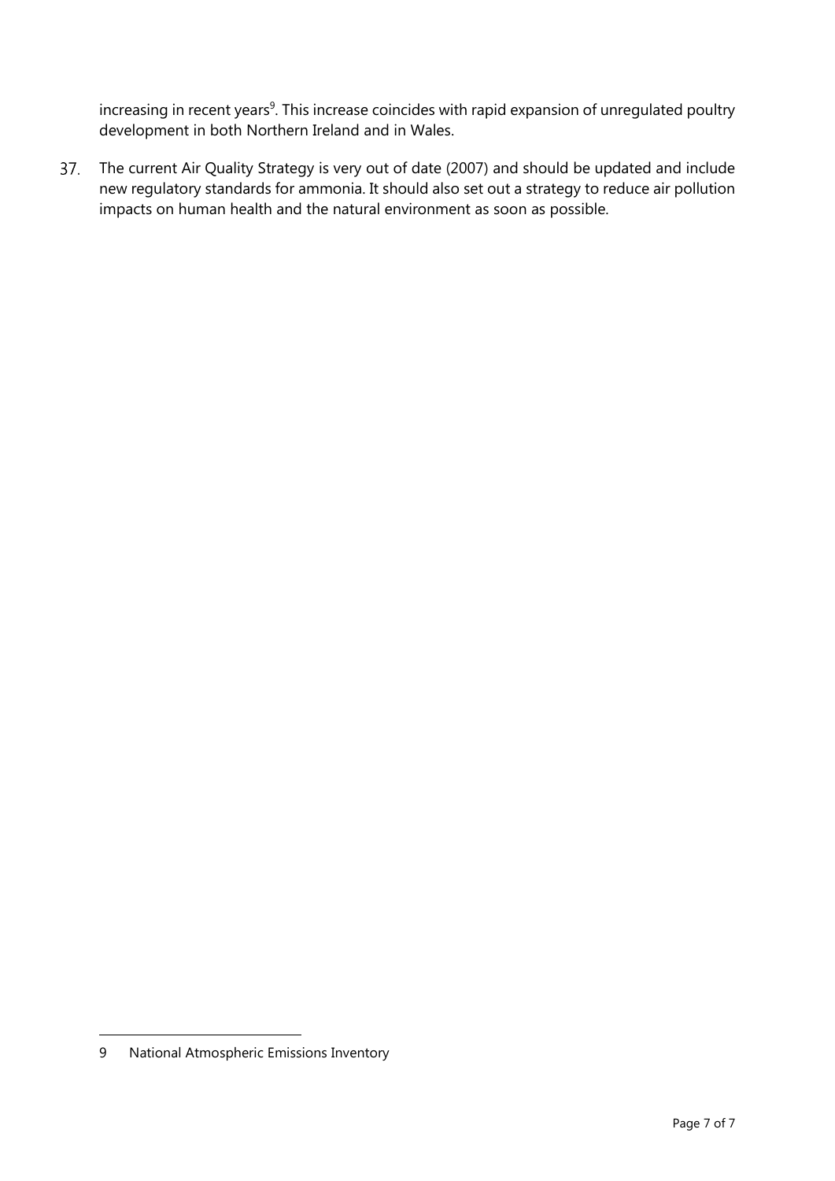increasing in recent years[9]. This increase coincides with rapid expansion of unregulated poultry development in both Northern Ireland and in Wales.

37. The current Air Quality Strategy is very out of date (2007) and should be updated and include new regulatory standards for ammonia. It should also set out a strategy to reduce air pollution impacts on human health and the natural environment as soon as possible.

9 National Atmospheric Emissions Inventory